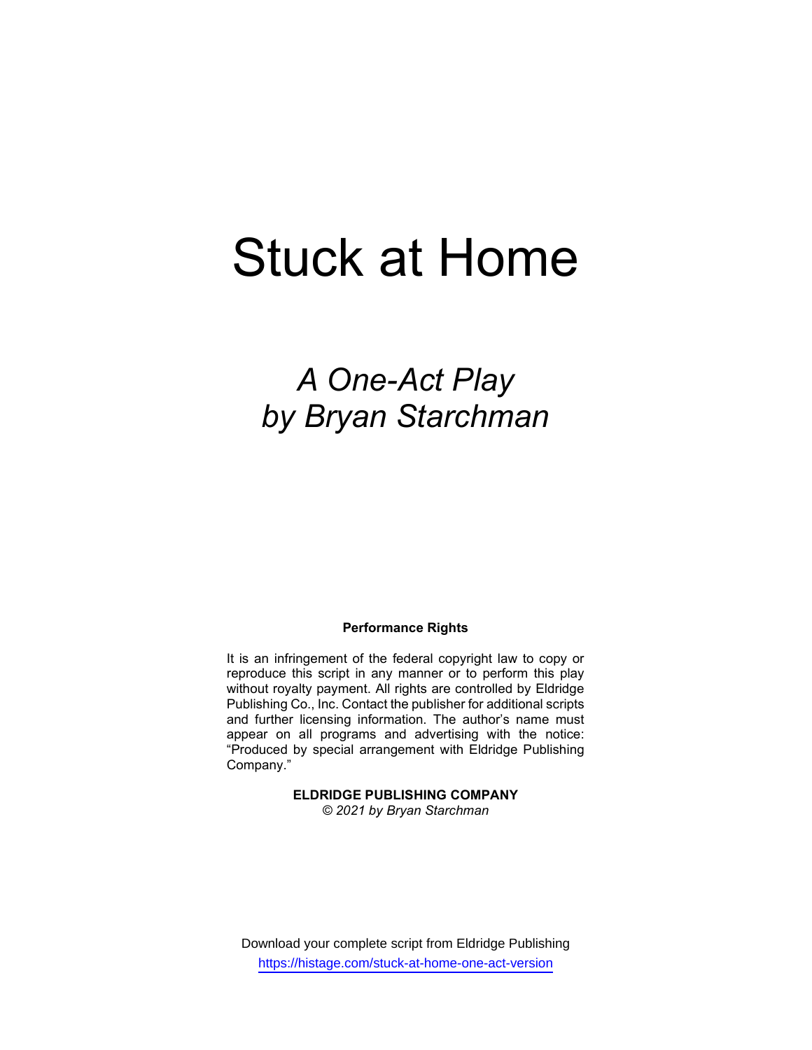# Stuck at Home

## *A One-Act Play by Bryan Starchman*

**Performance Rights**

It is an infringement of the federal copyright law to copy or reproduce this script in any manner or to perform this play without royalty payment. All rights are controlled by Eldridge Publishing Co., Inc. Contact the publisher for additional scripts and further licensing information. The author's name must appear on all programs and advertising with the notice: "Produced by special arrangement with Eldridge Publishing Company."

**ELDRIDGE PUBLISHING COMPANY**
*© 2021 by Bryan Starchman*

Download your complete script from Eldridge Publishing
https://histage.com/stuck-at-home-one-act-version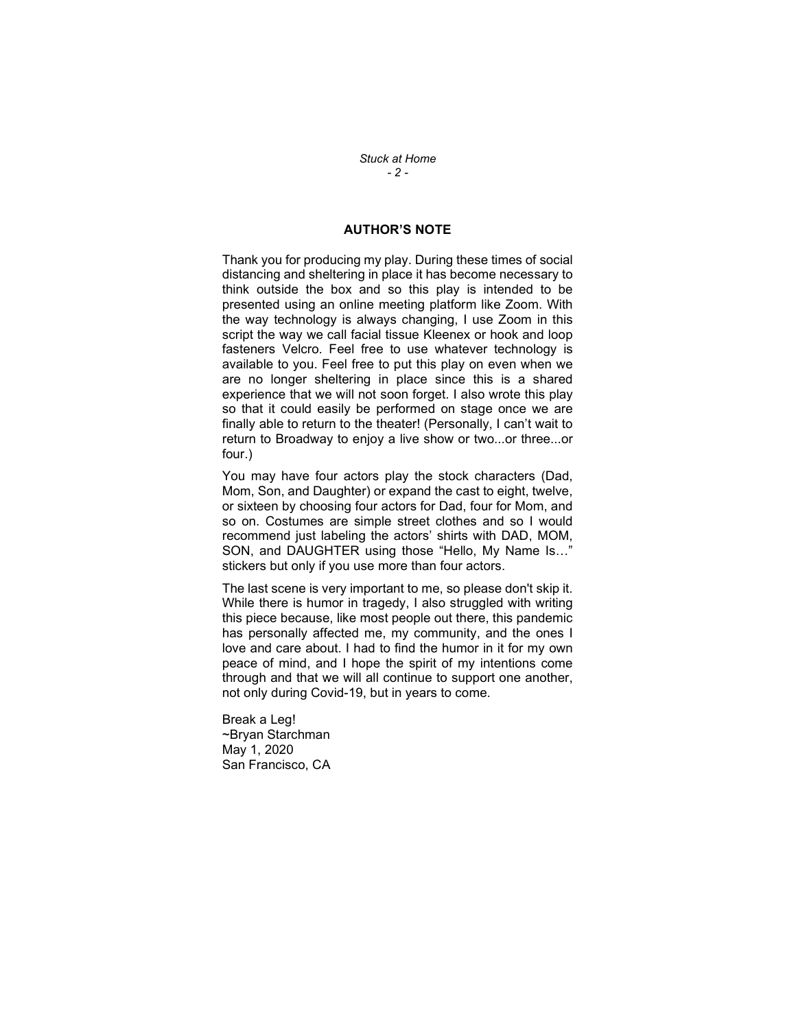## AUTHOR'S NOTE

Thank you for producing my play. During these times of social distancing and sheltering in place it has become necessary to think outside the box and so this play is intended to be presented using an online meeting platform like Zoom. With the way technology is always changing, I use Zoom in this script the way we call facial tissue Kleenex or hook and loop fasteners Velcro. Feel free to use whatever technology is available to you. Feel free to put this play on even when we are no longer sheltering in place since this is a shared experience that we will not soon forget. I also wrote this play so that it could easily be performed on stage once we are finally able to return to the theater! (Personally, I can't wait to return to Broadway to enjoy a live show or two...or three...or four.)

You may have four actors play the stock characters (Dad, Mom, Son, and Daughter) or expand the cast to eight, twelve, or sixteen by choosing four actors for Dad, four for Mom, and so on. Costumes are simple street clothes and so I would recommend just labeling the actors' shirts with DAD, MOM, SON, and DAUGHTER using those "Hello, My Name Is…" stickers but only if you use more than four actors.

The last scene is very important to me, so please don't skip it. While there is humor in tragedy, I also struggled with writing this piece because, like most people out there, this pandemic has personally affected me, my community, and the ones I love and care about. I had to find the humor in it for my own peace of mind, and I hope the spirit of my intentions come through and that we will all continue to support one another, not only during Covid-19, but in years to come.

Break a Leg!
~Bryan Starchman
May 1, 2020
San Francisco, CA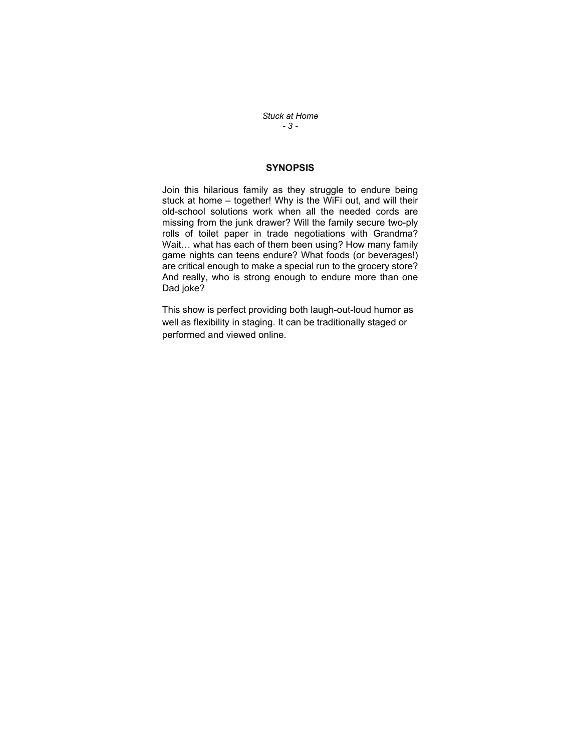## SYNOPSIS

Join this hilarious family as they struggle to endure being stuck at home – together! Why is the WiFi out, and will their old-school solutions work when all the needed cords are missing from the junk drawer? Will the family secure two-ply rolls of toilet paper in trade negotiations with Grandma? Wait… what has each of them been using? How many family game nights can teens endure? What foods (or beverages!) are critical enough to make a special run to the grocery store? And really, who is strong enough to endure more than one Dad joke?

This show is perfect providing both laugh-out-loud humor as well as flexibility in staging. It can be traditionally staged or performed and viewed online.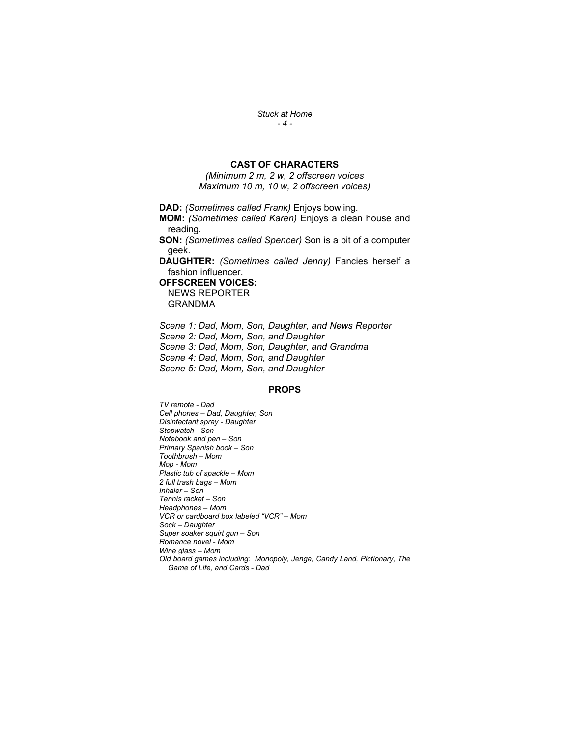## CAST OF CHARACTERS

*(Minimum 2 m, 2 w, 2 offscreen voices*
*Maximum 10 m, 10 w, 2 offscreen voices)*

**DAD:** *(Sometimes called Frank)* Enjoys bowling.
**MOM:** *(Sometimes called Karen)* Enjoys a clean house and reading.
**SON:** *(Sometimes called Spencer)* Son is a bit of a computer geek.
**DAUGHTER:** *(Sometimes called Jenny)* Fancies herself a fashion influencer.
**OFFSCREEN VOICES:**
NEWS REPORTER
GRANDMA

*Scene 1: Dad, Mom, Son, Daughter, and News Reporter*
*Scene 2: Dad, Mom, Son, and Daughter*
*Scene 3: Dad, Mom, Son, Daughter, and Grandma*
*Scene 4: Dad, Mom, Son, and Daughter*
*Scene 5: Dad, Mom, Son, and Daughter*

## PROPS

*TV remote - Dad*
*Cell phones – Dad, Daughter, Son*
*Disinfectant spray - Daughter*
*Stopwatch - Son*
*Notebook and pen – Son*
*Primary Spanish book – Son*
*Toothbrush – Mom*
*Mop - Mom*
*Plastic tub of spackle – Mom*
*2 full trash bags – Mom*
*Inhaler – Son*
*Tennis racket – Son*
*Headphones – Mom*
*VCR or cardboard box labeled "VCR" – Mom*
*Sock – Daughter*
*Super soaker squirt gun – Son*
*Romance novel - Mom*
*Wine glass – Mom*
*Old board games including: Monopoly, Jenga, Candy Land, Pictionary, The Game of Life, and Cards - Dad*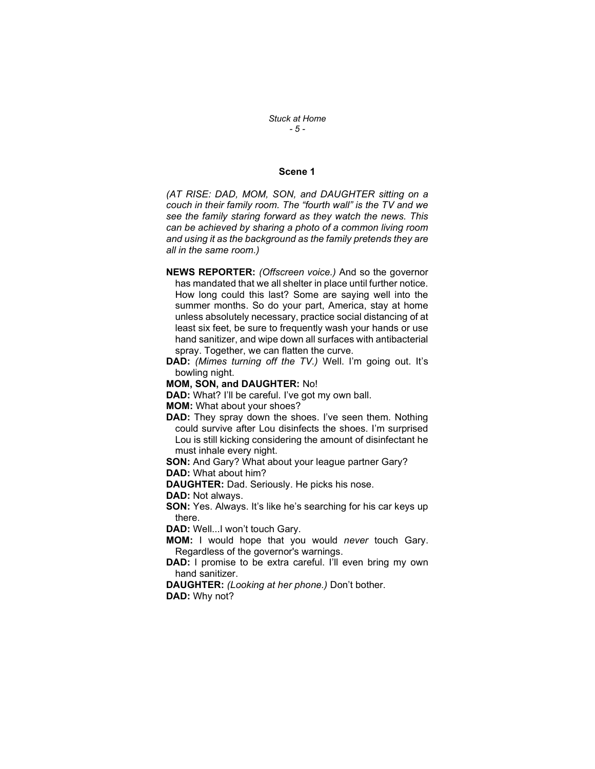## Scene 1

*(AT RISE: DAD, MOM, SON, and DAUGHTER sitting on a couch in their family room. The "fourth wall" is the TV and we see the family staring forward as they watch the news. This can be achieved by sharing a photo of a common living room and using it as the background as the family pretends they are all in the same room.)*

**NEWS REPORTER:** *(Offscreen voice.)* And so the governor has mandated that we all shelter in place until further notice. How long could this last? Some are saying well into the summer months. So do your part, America, stay at home unless absolutely necessary, practice social distancing of at least six feet, be sure to frequently wash your hands or use hand sanitizer, and wipe down all surfaces with antibacterial spray. Together, we can flatten the curve.

**DAD:** *(Mimes turning off the TV.)* Well. I'm going out. It's bowling night.

**MOM, SON, and DAUGHTER:** No!

**DAD:** What? I'll be careful. I've got my own ball.

**MOM:** What about your shoes?

**DAD:** They spray down the shoes. I've seen them. Nothing could survive after Lou disinfects the shoes. I'm surprised Lou is still kicking considering the amount of disinfectant he must inhale every night.

**SON:** And Gary? What about your league partner Gary?

**DAD:** What about him?

**DAUGHTER:** Dad. Seriously. He picks his nose.

**DAD:** Not always.

**SON:** Yes. Always. It's like he's searching for his car keys up there.

**DAD:** Well...I won't touch Gary.

**MOM:** I would hope that you would *never* touch Gary. Regardless of the governor's warnings.

**DAD:** I promise to be extra careful. I'll even bring my own hand sanitizer.

**DAUGHTER:** *(Looking at her phone.)* Don't bother.

**DAD:** Why not?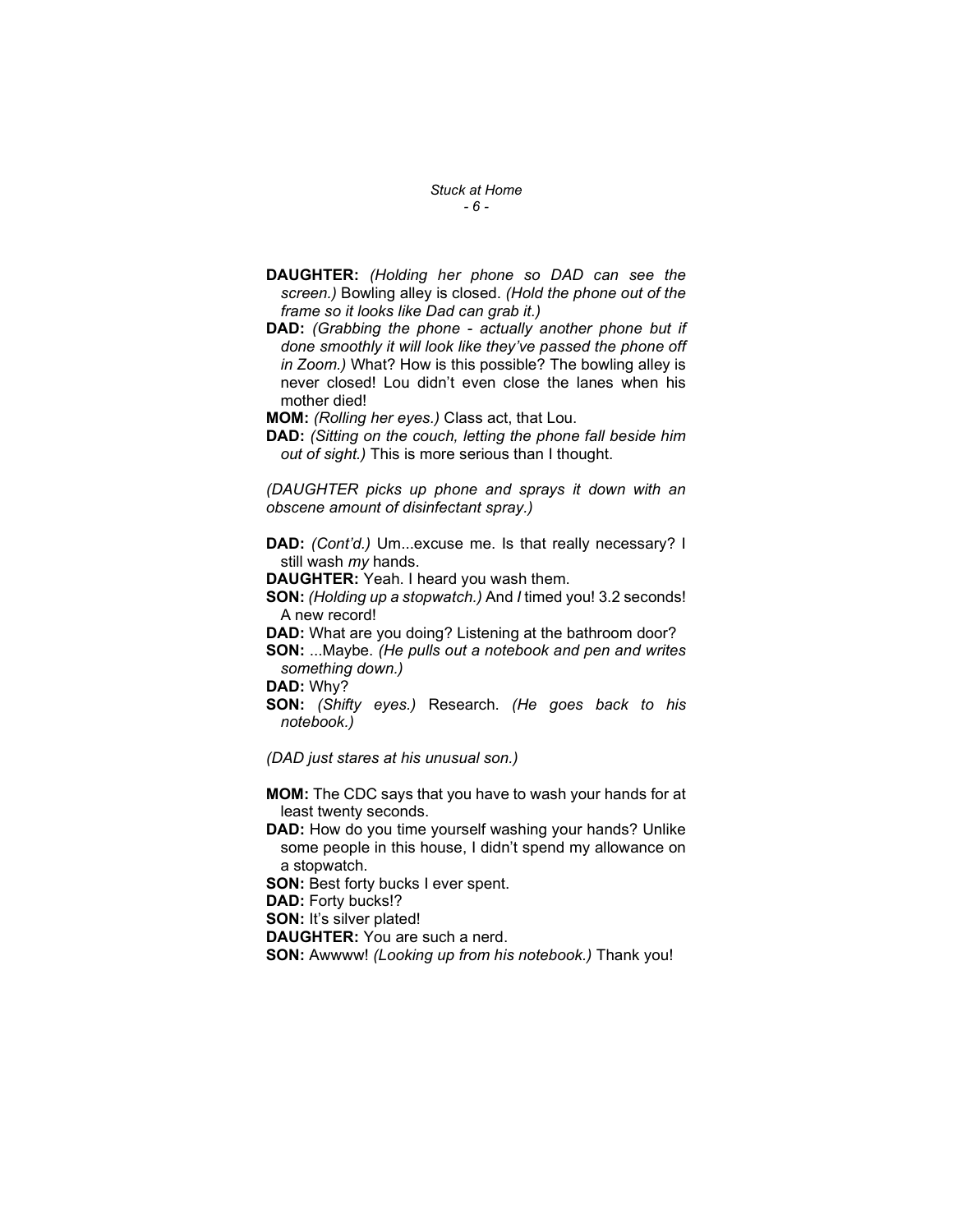**DAUGHTER:** *(Holding her phone so DAD can see the screen.)* Bowling alley is closed. *(Hold the phone out of the frame so it looks like Dad can grab it.)*

**DAD:** *(Grabbing the phone - actually another phone but if done smoothly it will look like they've passed the phone off in Zoom.)* What? How is this possible? The bowling alley is never closed! Lou didn't even close the lanes when his mother died!

**MOM:** *(Rolling her eyes.)* Class act, that Lou.

**DAD:** *(Sitting on the couch, letting the phone fall beside him out of sight.)* This is more serious than I thought.

*(DAUGHTER picks up phone and sprays it down with an obscene amount of disinfectant spray.)*

**DAD:** *(Cont'd.)* Um...excuse me. Is that really necessary? I still wash *my* hands.

**DAUGHTER:** Yeah. I heard you wash them.

**SON:** *(Holding up a stopwatch.)* And *I* timed you! 3.2 seconds! A new record!

**DAD:** What are you doing? Listening at the bathroom door?

**SON:** ...Maybe. *(He pulls out a notebook and pen and writes something down.)*

**DAD:** Why?

**SON:** *(Shifty eyes.)* Research. *(He goes back to his notebook.)*

*(DAD just stares at his unusual son.)*

**MOM:** The CDC says that you have to wash your hands for at least twenty seconds.

**DAD:** How do you time yourself washing your hands? Unlike some people in this house, I didn't spend my allowance on a stopwatch.

**SON:** Best forty bucks I ever spent.

**DAD:** Forty bucks!?

**SON:** It's silver plated!

**DAUGHTER:** You are such a nerd.

**SON:** Awwww! *(Looking up from his notebook.)* Thank you!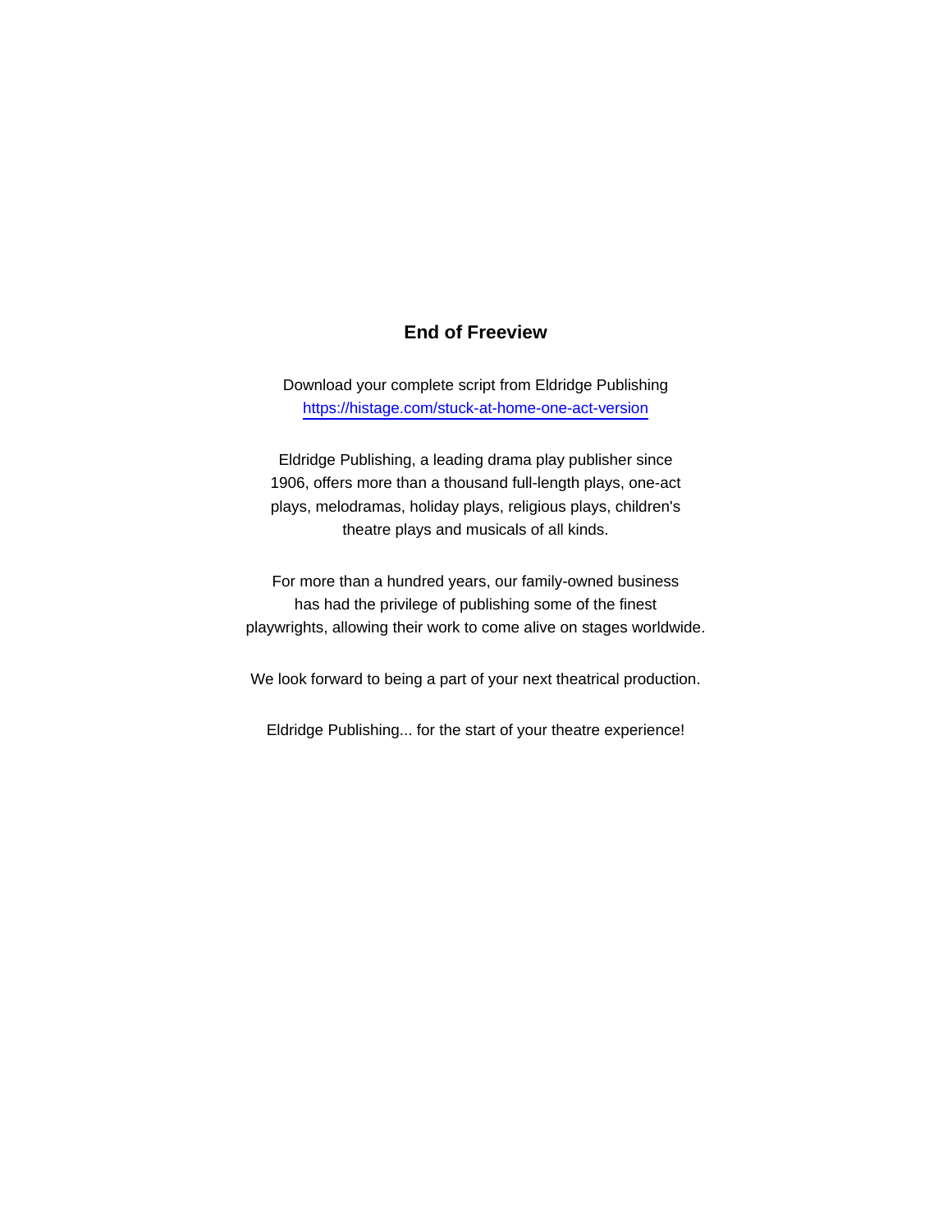**End of Freeview**

Download your complete script from Eldridge Publishing
[https://histage.com/stuck-at-home-one-act-version](https://histage.com/stuck-at-home-one-act-version)

Eldridge Publishing, a leading drama play publisher since 1906, offers more than a thousand full-length plays, one-act plays, melodramas, holiday plays, religious plays, children's theatre plays and musicals of all kinds.

For more than a hundred years, our family-owned business has had the privilege of publishing some of the finest playwrights, allowing their work to come alive on stages worldwide.

We look forward to being a part of your next theatrical production.

Eldridge Publishing... for the start of your theatre experience!